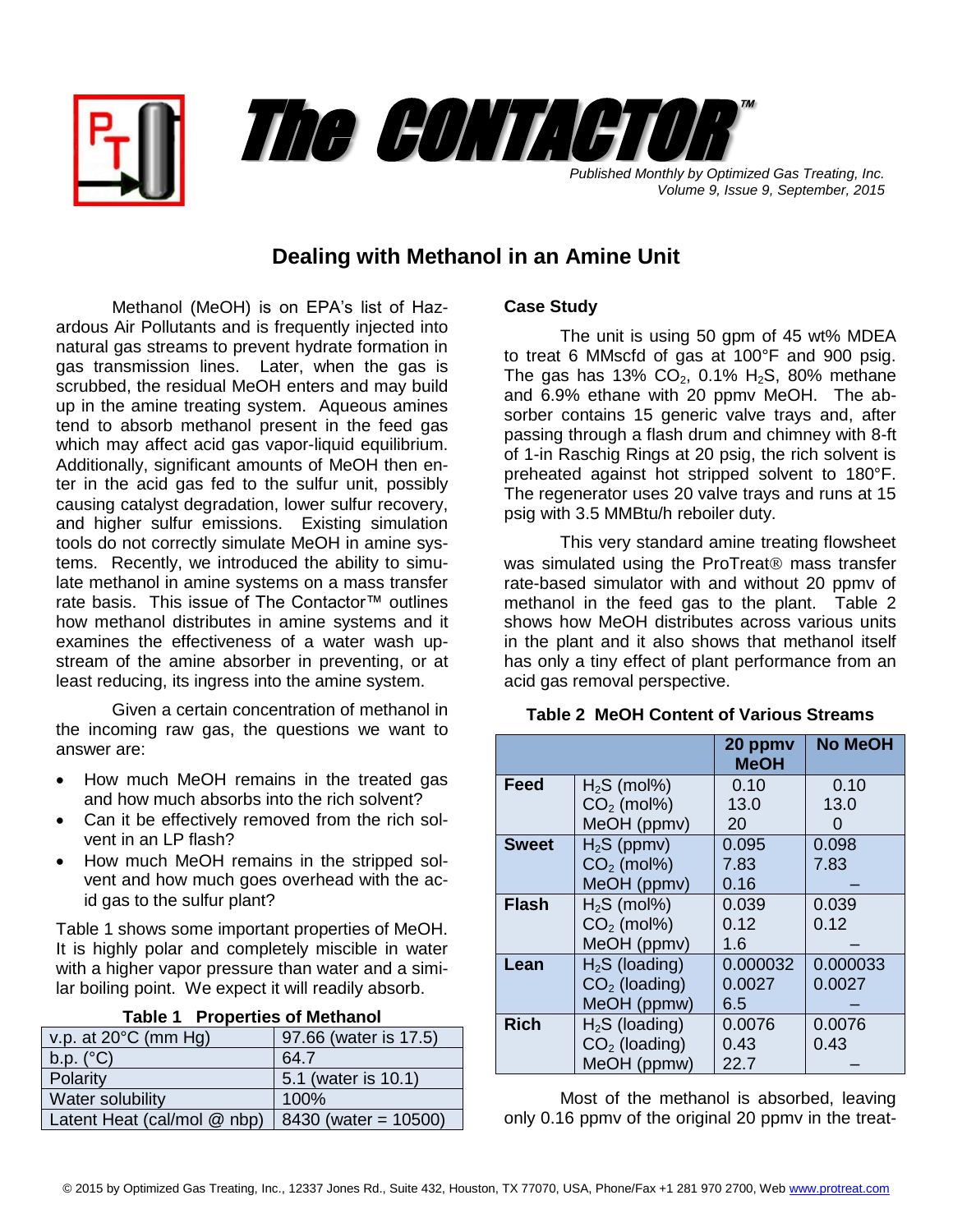# The CONTACTOR™

*Published Monthly by Optimized Gas Treating, Inc.*
*Volume 9, Issue 9, September, 2015*

## Dealing with Methanol in an Amine Unit

Methanol (MeOH) is on EPA's list of Hazardous Air Pollutants and is frequently injected into natural gas streams to prevent hydrate formation in gas transmission lines. Later, when the gas is scrubbed, the residual MeOH enters and may build up in the amine treating system. Aqueous amines tend to absorb methanol present in the feed gas which may affect acid gas vapor-liquid equilibrium. Additionally, significant amounts of MeOH then enter in the acid gas fed to the sulfur unit, possibly causing catalyst degradation, lower sulfur recovery, and higher sulfur emissions. Existing simulation tools do not correctly simulate MeOH in amine systems. Recently, we introduced the ability to simulate methanol in amine systems on a mass transfer rate basis. This issue of The Contactor™ outlines how methanol distributes in amine systems and it examines the effectiveness of a water wash upstream of the amine absorber in preventing, or at least reducing, its ingress into the amine system.

Given a certain concentration of methanol in the incoming raw gas, the questions we want to answer are:

- How much MeOH remains in the treated gas and how much absorbs into the rich solvent?
- Can it be effectively removed from the rich solvent in an LP flash?
- How much MeOH remains in the stripped solvent and how much goes overhead with the acid gas to the sulfur plant?

Table 1 shows some important properties of MeOH. It is highly polar and completely miscible in water with a higher vapor pressure than water and a similar boiling point. We expect it will readily absorb.

**Table 1 Properties of Methanol**

| Property | Value |
|---|---|
| v.p. at 20°C (mm Hg) | 97.66 (water is 17.5) |
| b.p. (°C) | 64.7 |
| Polarity | 5.1 (water is 10.1) |
| Water solubility | 100% |
| Latent Heat (cal/mol @ nbp) | 8430 (water = 10500) |

### Case Study

The unit is using 50 gpm of 45 wt% MDEA to treat 6 MMscfd of gas at 100°F and 900 psig. The gas has 13% $CO_2$, 0.1% $H_2S$, 80% methane and 6.9% ethane with 20 ppmv MeOH. The absorber contains 15 generic valve trays and, after passing through a flash drum and chimney with 8-ft of 1-in Raschig Rings at 20 psig, the rich solvent is preheated against hot stripped solvent to 180°F. The regenerator uses 20 valve trays and runs at 15 psig with 3.5 MMBtu/h reboiler duty.

This very standard amine treating flowsheet was simulated using the ProTreat® mass transfer rate-based simulator with and without 20 ppmv of methanol in the feed gas to the plant. Table 2 shows how MeOH distributes across various units in the plant and it also shows that methanol itself has only a tiny effect of plant performance from an acid gas removal perspective.

**Table 2 MeOH Content of Various Streams**

| | | 20 ppmv MeOH | No MeOH |
|---|---|---|---|
| **Feed** | $H_2S$ (mol%) | 0.10 | 0.10 |
| | $CO_2$ (mol%) | 13.0 | 13.0 |
| | MeOH (ppmv) | 20 | 0 |
| **Sweet** | $H_2S$ (ppmv) | 0.095 | 0.098 |
| | $CO_2$ (mol%) | 7.83 | 7.83 |
| | MeOH (ppmv) | 0.16 | – |
| **Flash** | $H_2S$ (mol%) | 0.039 | 0.039 |
| | $CO_2$ (mol%) | 0.12 | 0.12 |
| | MeOH (ppmv) | 1.6 | – |
| **Lean** | $H_2S$ (loading) | 0.000032 | 0.000033 |
| | $CO_2$ (loading) | 0.0027 | 0.0027 |
| | MeOH (ppmw) | 6.5 | – |
| **Rich** | $H_2S$ (loading) | 0.0076 | 0.0076 |
| | $CO_2$ (loading) | 0.43 | 0.43 |
| | MeOH (ppmw) | 22.7 | – |

Most of the methanol is absorbed, leaving only 0.16 ppmv of the original 20 ppmv in the treat-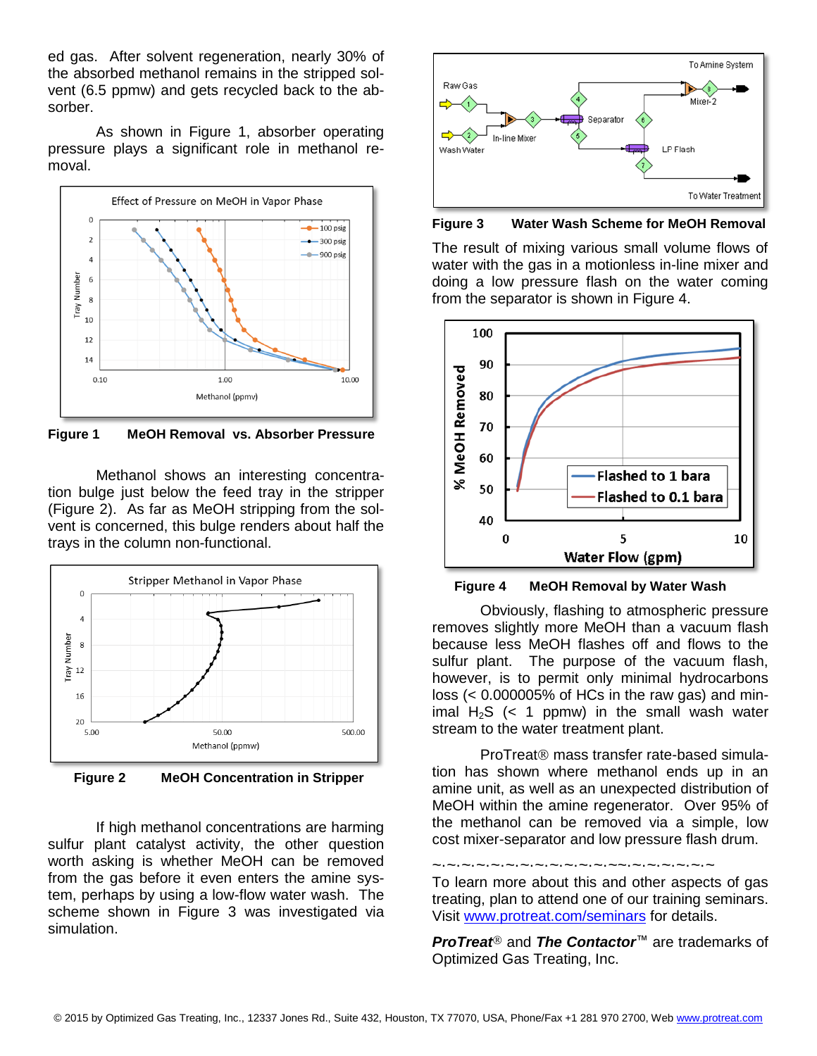ed gas. After solvent regeneration, nearly 30% of the absorbed methanol remains in the stripped solvent (6.5 ppmw) and gets recycled back to the absorber.

As shown in Figure 1, absorber operating pressure plays a significant role in methanol removal.

Effect of Pressure on MeOH in Vapor Phase

Tray Number

0
2
4
6
8
10
12
14

0.10
1.00
10.00

Methanol (ppmv)

100 psig
300 psig
900 psig

**Figure 1 MeOH Removal vs. Absorber Pressure**

Methanol shows an interesting concentration bulge just below the feed tray in the stripper (Figure 2). As far as MeOH stripping from the solvent is concerned, this bulge renders about half the trays in the column non-functional.

Stripper Methanol in Vapor Phase

Tray Number

0
4
8
12
16
20

5.00
50.00
500.00

Methanol (ppmw)

**Figure 2 MeOH Concentration in Stripper**

If high methanol concentrations are harming sulfur plant catalyst activity, the other question worth asking is whether MeOH can be removed from the gas before it even enters the amine system, perhaps by using a low-flow water wash. The scheme shown in Figure 3 was investigated via simulation.

Raw Gas
Wash Water
In-line Mixer
Separator
LP Flash
Mixer-2
To Amine System
To Water Treatment

**Figure 3 Water Wash Scheme for MeOH Removal**

The result of mixing various small volume flows of water with the gas in a motionless in-line mixer and doing a low pressure flash on the water coming from the separator is shown in Figure 4.

% MeOH Removed

100
90
80
70
60
50
40

0
5
10

Water Flow (gpm)

Flashed to 1 bara
Flashed to 0.1 bara

**Figure 4 MeOH Removal by Water Wash**

Obviously, flashing to atmospheric pressure removes slightly more MeOH than a vacuum flash because less MeOH flashes off and flows to the sulfur plant. The purpose of the vacuum flash, however, is to permit only minimal hydrocarbons loss (< 0.000005% of HCs in the raw gas) and minimal $H_2S$ (< 1 ppmw) in the small wash water stream to the water treatment plant.

ProTreat® mass transfer rate-based simulation has shown where methanol ends up in an amine unit, as well as an unexpected distribution of MeOH within the amine regenerator. Over 95% of the methanol can be removed via a simple, low cost mixer-separator and low pressure flash drum.

~.~.~.~.~.~.~.~.~.~.~.~.~.~~.~.~.~.~.~.~.~

To learn more about this and other aspects of gas treating, plan to attend one of our training seminars. Visit www.protreat.com/seminars for details.

***ProTreat***® and ***The Contactor***™ are trademarks of Optimized Gas Treating, Inc.

© 2015 by Optimized Gas Treating, Inc., 12337 Jones Rd., Suite 432, Houston, TX 77070, USA, Phone/Fax +1 281 970 2700, Web www.protreat.com